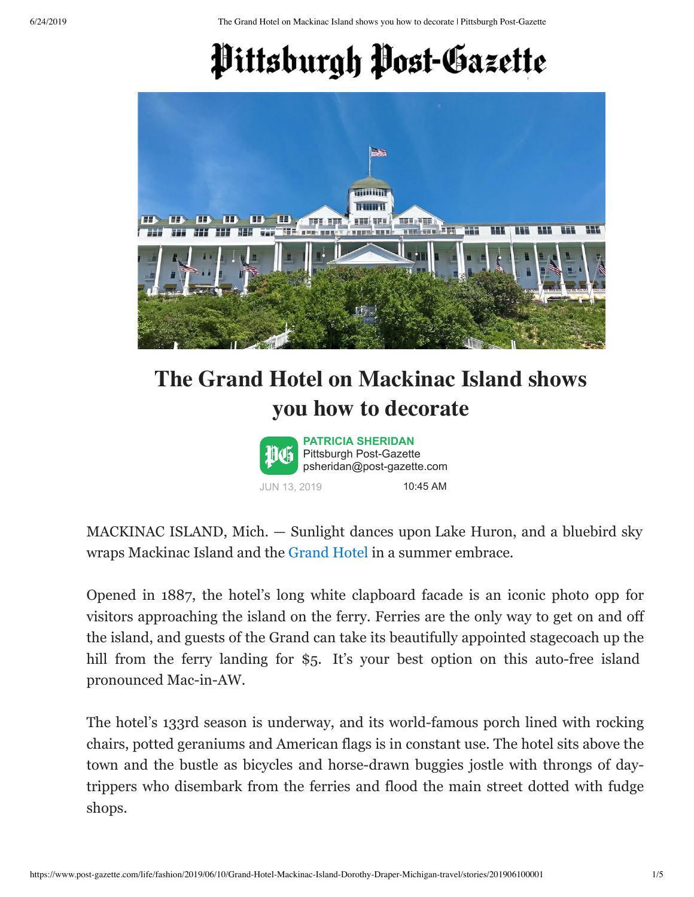# Pittsburgh Post-Gazette

## The Grand Hotel on Mackinac Island shows you how to decorate

**PATRICIA SHERIDAN**
Pittsburgh Post-Gazette
psheridan@post-gazette.com

JUN 13, 2019 10:45 AM

MACKINAC ISLAND, Mich. — Sunlight dances upon Lake Huron, and a bluebird sky wraps Mackinac Island and the Grand Hotel in a summer embrace.

Opened in 1887, the hotel's long white clapboard facade is an iconic photo opp for visitors approaching the island on the ferry. Ferries are the only way to get on and off the island, and guests of the Grand can take its beautifully appointed stagecoach up the hill from the ferry landing for $5. It's your best option on this auto-free island pronounced Mac-in-AW.

The hotel's 133rd season is underway, and its world-famous porch lined with rocking chairs, potted geraniums and American flags is in constant use. The hotel sits above the town and the bustle as bicycles and horse-drawn buggies jostle with throngs of day-trippers who disembark from the ferries and flood the main street dotted with fudge shops.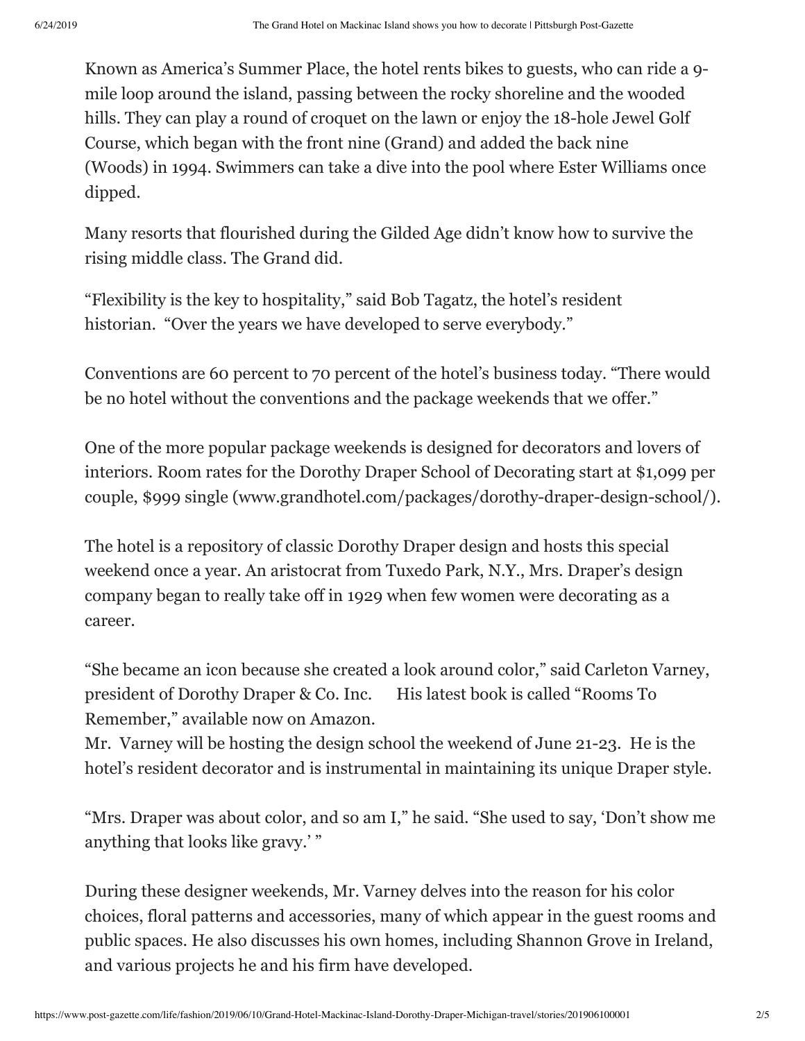Known as America's Summer Place, the hotel rents bikes to guests, who can ride a 9-mile loop around the island, passing between the rocky shoreline and the wooded hills. They can play a round of croquet on the lawn or enjoy the 18-hole Jewel Golf Course, which began with the front nine (Grand) and added the back nine (Woods) in 1994. Swimmers can take a dive into the pool where Ester Williams once dipped.

Many resorts that flourished during the Gilded Age didn't know how to survive the rising middle class. The Grand did.

"Flexibility is the key to hospitality," said Bob Tagatz, the hotel's resident historian. "Over the years we have developed to serve everybody."

Conventions are 60 percent to 70 percent of the hotel's business today. "There would be no hotel without the conventions and the package weekends that we offer."

One of the more popular package weekends is designed for decorators and lovers of interiors. Room rates for the Dorothy Draper School of Decorating start at $1,099 per couple, $999 single (www.grandhotel.com/packages/dorothy-draper-design-school/).

The hotel is a repository of classic Dorothy Draper design and hosts this special weekend once a year. An aristocrat from Tuxedo Park, N.Y., Mrs. Draper's design company began to really take off in 1929 when few women were decorating as a career.

"She became an icon because she created a look around color," said Carleton Varney, president of Dorothy Draper & Co. Inc. His latest book is called "Rooms To Remember," available now on Amazon.
Mr. Varney will be hosting the design school the weekend of June 21-23. He is the hotel's resident decorator and is instrumental in maintaining its unique Draper style.

"Mrs. Draper was about color, and so am I," he said. "She used to say, 'Don't show me anything that looks like gravy.' "

During these designer weekends, Mr. Varney delves into the reason for his color choices, floral patterns and accessories, many of which appear in the guest rooms and public spaces. He also discusses his own homes, including Shannon Grove in Ireland, and various projects he and his firm have developed.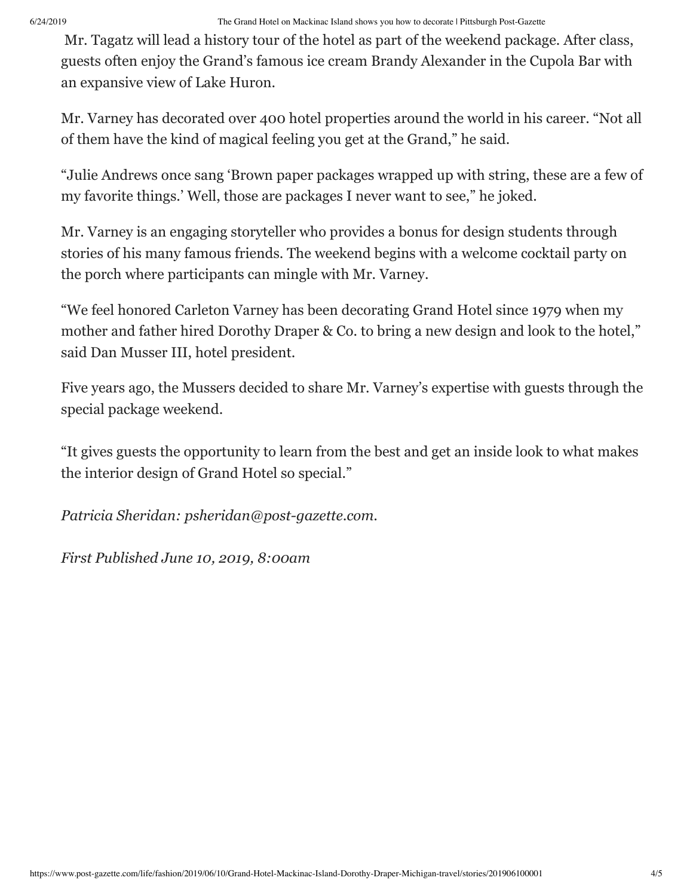Mr. Tagatz will lead a history tour of the hotel as part of the weekend package. After class, guests often enjoy the Grand's famous ice cream Brandy Alexander in the Cupola Bar with an expansive view of Lake Huron.

Mr. Varney has decorated over 400 hotel properties around the world in his career. "Not all of them have the kind of magical feeling you get at the Grand," he said.

"Julie Andrews once sang 'Brown paper packages wrapped up with string, these are a few of my favorite things.' Well, those are packages I never want to see," he joked.

Mr. Varney is an engaging storyteller who provides a bonus for design students through stories of his many famous friends. The weekend begins with a welcome cocktail party on the porch where participants can mingle with Mr. Varney.

"We feel honored Carleton Varney has been decorating Grand Hotel since 1979 when my mother and father hired Dorothy Draper & Co. to bring a new design and look to the hotel," said Dan Musser III, hotel president.

Five years ago, the Mussers decided to share Mr. Varney's expertise with guests through the special package weekend.

"It gives guests the opportunity to learn from the best and get an inside look to what makes the interior design of Grand Hotel so special."

*Patricia Sheridan: psheridan@post-gazette.com.*

*First Published June 10, 2019, 8:00am*